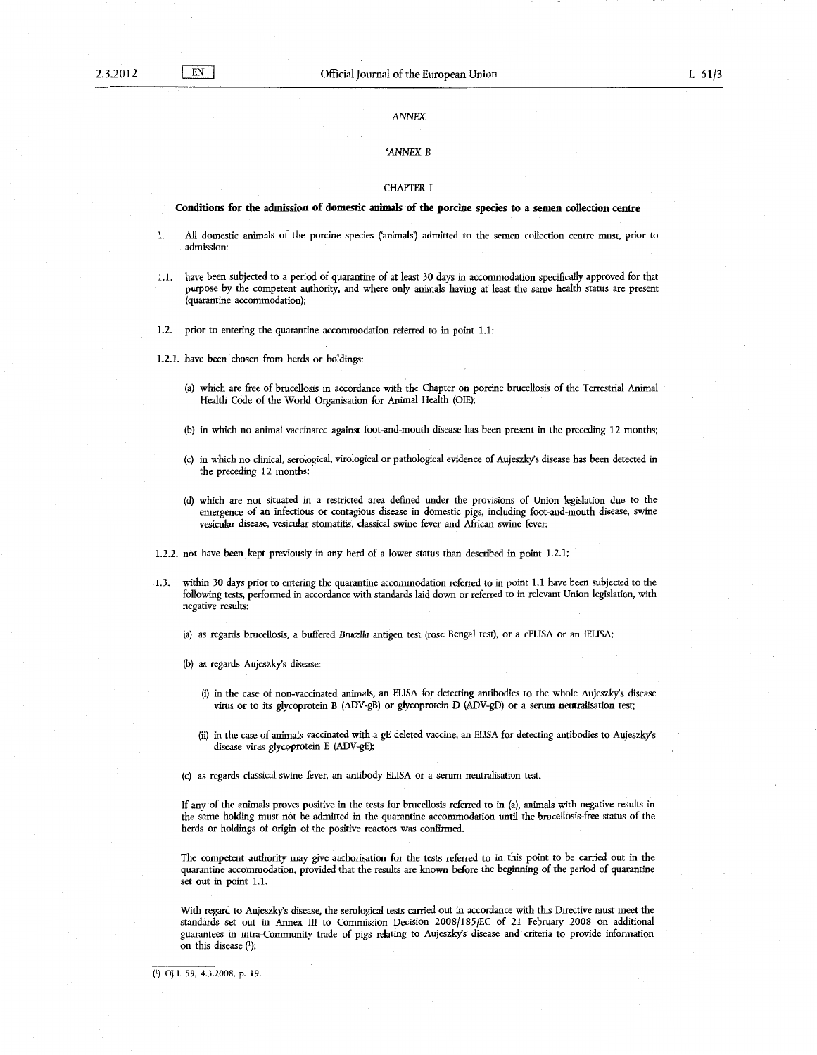ANNEX

'ANNEX B

CHAPTER I

**Conditions for the admission of domestic animals of the porcine species to a semen collection centre**

1. All domestic animals of the porcine species ('animals') admitted to the semen collection centre must, prior to admission:

1.1. have been subjected to a period of quarantine of at least 30 days in accommodation specifically approved for that purpose by the competent authority, and where only animals having at least the same health status are present (quarantine accommodation);

1.2. prior to entering the quarantine accommodation referred to in point 1.1:

1.2.1. have been chosen from herds or holdings:

(a) which are free of brucellosis in accordance with the Chapter on porcine brucellosis of the Terrestrial Animal Health Code of the World Organisation for Animal Health (OIE);

(b) in which no animal vaccinated against foot-and-mouth disease has been present in the preceding 12 months;

(c) in which no clinical, serological, virological or pathological evidence of Aujeszky's disease has been detected in the preceding 12 months;

(d) which are not situated in a restricted area defined under the provisions of Union legislation due to the emergence of an infectious or contagious disease in domestic pigs, including foot-and-mouth disease, swine vesicular disease, vesicular stomatitis, classical swine fever and African swine fever;

1.2.2. not have been kept previously in any herd of a lower status than described in point 1.2.1;

1.3. within 30 days prior to entering the quarantine accommodation referred to in point 1.1 have been subjected to the following tests, performed in accordance with standards laid down or referred to in relevant Union legislation, with negative results:

(a) as regards brucellosis, a buffered *Brucella* antigen test (rose Bengal test), or a cELISA or an iELISA;

(b) as regards Aujeszky's disease:

(i) in the case of non-vaccinated animals, an ELISA for detecting antibodies to the whole Aujeszky's disease virus or to its glycoprotein B (ADV-gB) or glycoprotein D (ADV-gD) or a serum neutralisation test;

(ii) in the case of animals vaccinated with a gE deleted vaccine, an ELISA for detecting antibodies to Aujeszky's disease virus glycoprotein E (ADV-gE);

(c) as regards classical swine fever, an antibody ELISA or a serum neutralisation test.

If any of the animals proves positive in the tests for brucellosis referred to in (a), animals with negative results in the same holding must not be admitted in the quarantine accommodation until the brucellosis-free status of the herds or holdings of origin of the positive reactors was confirmed.

The competent authority may give authorisation for the tests referred to in this point to be carried out in the quarantine accommodation, provided that the results are known before the beginning of the period of quarantine set out in point 1.1.

With regard to Aujeszky's disease, the serological tests carried out in accordance with this Directive must meet the standards set out in Annex III to Commission Decision 2008/185/EC of 21 February 2008 on additional guarantees in intra-Community trade of pigs relating to Aujeszky's disease and criteria to provide information on this disease [1];

[1] OJ L 59, 4.3.2008, p. 19.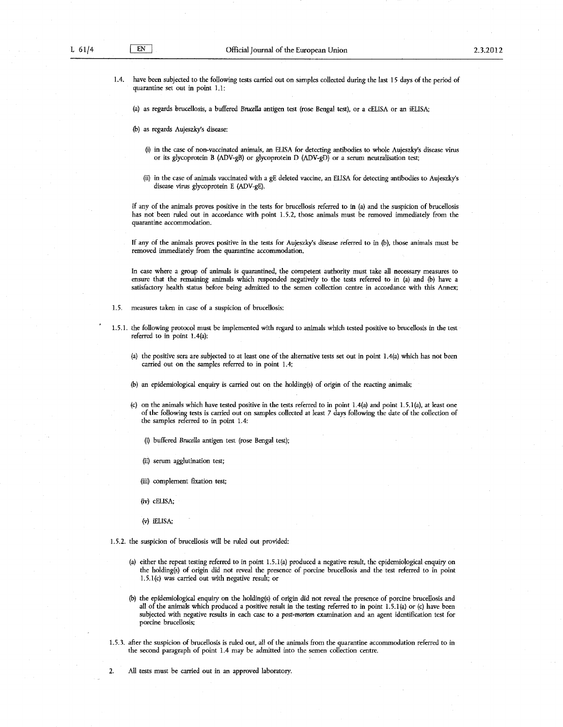1.4. have been subjected to the following tests carried out on samples collected during the last 15 days of the period of quarantine set out in point 1.1:

(a) as regards brucellosis, a buffered *Brucella* antigen test (rose Bengal test), or a cELISA or an iELISA;

(b) as regards Aujeszky's disease:

(i) in the case of non-vaccinated animals, an ELISA for detecting antibodies to whole Aujeszky's disease virus or its glycoprotein B (ADV-gB) or glycoprotein D (ADV-gD) or a serum neutralisation test;

(ii) in the case of animals vaccinated with a gE deleted vaccine, an ELISA for detecting antibodies to Aujeszky's disease virus glycoprotein E (ADV-gE).

If any of the animals proves positive in the tests for brucellosis referred to in (a) and the suspicion of brucellosis has not been ruled out in accordance with point 1.5.2, those animals must be removed immediately from the quarantine accommodation.

If any of the animals proves positive in the tests for Aujeszky's disease referred to in (b), those animals must be removed immediately from the quarantine accommodation.

In case where a group of animals is quarantined, the competent authority must take all necessary measures to ensure that the remaining animals which responded negatively to the tests referred to in (a) and (b) have a satisfactory health status before being admitted to the semen collection centre in accordance with this Annex;

1.5. measures taken in case of a suspicion of brucellosis:

1.5.1. the following protocol must be implemented with regard to animals which tested positive to brucellosis in the test referred to in point 1.4(a):

(a) the positive sera are subjected to at least one of the alternative tests set out in point 1.4(a) which has not been carried out on the samples referred to in point 1.4;

(b) an epidemiological enquiry is carried out on the holding(s) of origin of the reacting animals;

(c) on the animals which have tested positive in the tests referred to in point 1.4(a) and point 1.5.1(a), at least one of the following tests is carried out on samples collected at least 7 days following the date of the collection of the samples referred to in point 1.4:

(i) buffered *Brucella* antigen test (rose Bengal test);

(ii) serum agglutination test;

(iii) complement fixation test;

(iv) cELISA;

(v) iELISA;

1.5.2. the suspicion of brucellosis will be ruled out provided:

(a) either the repeat testing referred to in point 1.5.1(a) produced a negative result, the epidemiological enquiry on the holding(s) of origin did not reveal the presence of porcine brucellosis and the test referred to in point 1.5.1(c) was carried out with negative result; or

(b) the epidemiological enquiry on the holding(s) of origin did not reveal the presence of porcine brucellosis and all of the animals which produced a positive result in the testing referred to in point 1.5.1(a) or (c) have been subjected with negative results in each case to a *post-mortem* examination and an agent identification test for porcine brucellosis;

1.5.3. after the suspicion of brucellosis is ruled out, all of the animals from the quarantine accommodation referred to in the second paragraph of point 1.4 may be admitted into the semen collection centre.

2. All tests must be carried out in an approved laboratory.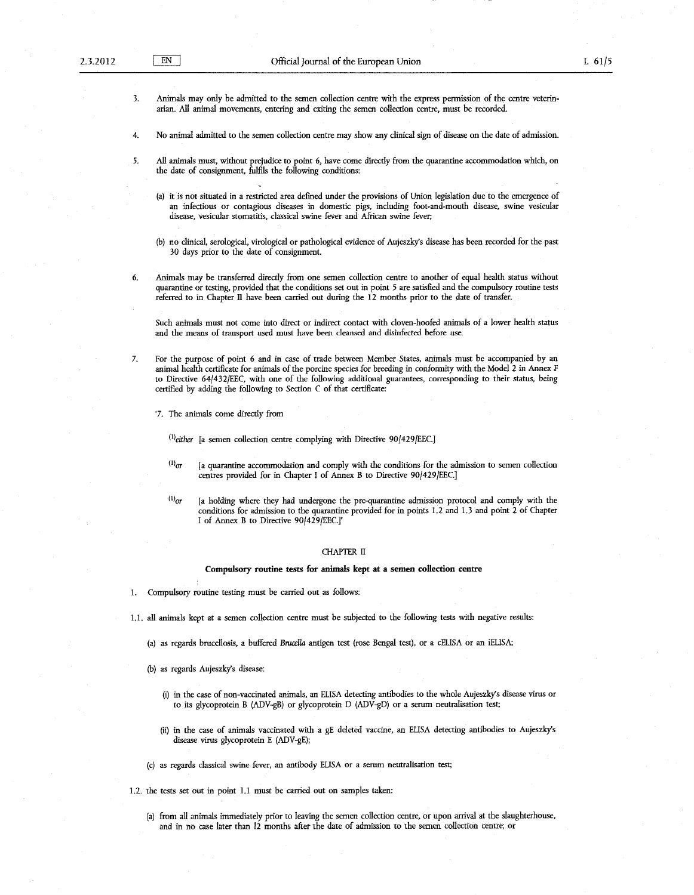3. Animals may only be admitted to the semen collection centre with the express permission of the centre veterinarian. All animal movements, entering and exiting the semen collection centre, must be recorded.

4. No animal admitted to the semen collection centre may show any clinical sign of disease on the date of admission.

5. All animals must, without prejudice to point 6, have come directly from the quarantine accommodation which, on the date of consignment, fulfils the following conditions:

   (a) it is not situated in a restricted area defined under the provisions of Union legislation due to the emergence of an infectious or contagious diseases in domestic pigs, including foot-and-mouth disease, swine vesicular disease, vesicular stomatitis, classical swine fever and African swine fever;

   (b) no clinical, serological, virological or pathological evidence of Aujeszky's disease has been recorded for the past 30 days prior to the date of consignment.

6. Animals may be transferred directly from one semen collection centre to another of equal health status without quarantine or testing, provided that the conditions set out in point 5 are satisfied and the compulsory routine tests referred to in Chapter II have been carried out during the 12 months prior to the date of transfer.

   Such animals must not come into direct or indirect contact with cloven-hoofed animals of a lower health status and the means of transport used must have been cleansed and disinfected before use.

7. For the purpose of point 6 and in case of trade between Member States, animals must be accompanied by an animal health certificate for animals of the porcine species for breeding in conformity with the Model 2 in Annex F to Directive 64/432/EEC, with one of the following additional guarantees, corresponding to their status, being certified by adding the following to Section C of that certificate:

   '7. The animals come directly from

   (1)*either* [a semen collection centre complying with Directive 90/429/EEC.]

   (1)*or* [a quarantine accommodation and comply with the conditions for the admission to semen collection centres provided for in Chapter I of Annex B to Directive 90/429/EEC.]

   (1)*or* [a holding where they had undergone the pre-quarantine admission protocol and comply with the conditions for admission to the quarantine provided for in points 1.2 and 1.3 and point 2 of Chapter I of Annex B to Directive 90/429/EEC.]'

## CHAPTER II

### Compulsory routine tests for animals kept at a semen collection centre

1. Compulsory routine testing must be carried out as follows:

1.1. all animals kept at a semen collection centre must be subjected to the following tests with negative results:

   (a) as regards brucellosis, a buffered *Brucella* antigen test (rose Bengal test), or a cELISA or an iELISA;

   (b) as regards Aujeszky's disease:

      (i) in the case of non-vaccinated animals, an ELISA detecting antibodies to the whole Aujeszky's disease virus or to its glycoprotein B (ADV-gB) or glycoprotein D (ADV-gD) or a serum neutralisation test;

      (ii) in the case of animals vaccinated with a gE deleted vaccine, an ELISA detecting antibodies to Aujeszky's disease virus glycoprotein E (ADV-gE);

   (c) as regards classical swine fever, an antibody ELISA or a serum neutralisation test;

1.2. the tests set out in point 1.1 must be carried out on samples taken:

   (a) from all animals immediately prior to leaving the semen collection centre, or upon arrival at the slaughterhouse, and in no case later than 12 months after the date of admission to the semen collection centre; or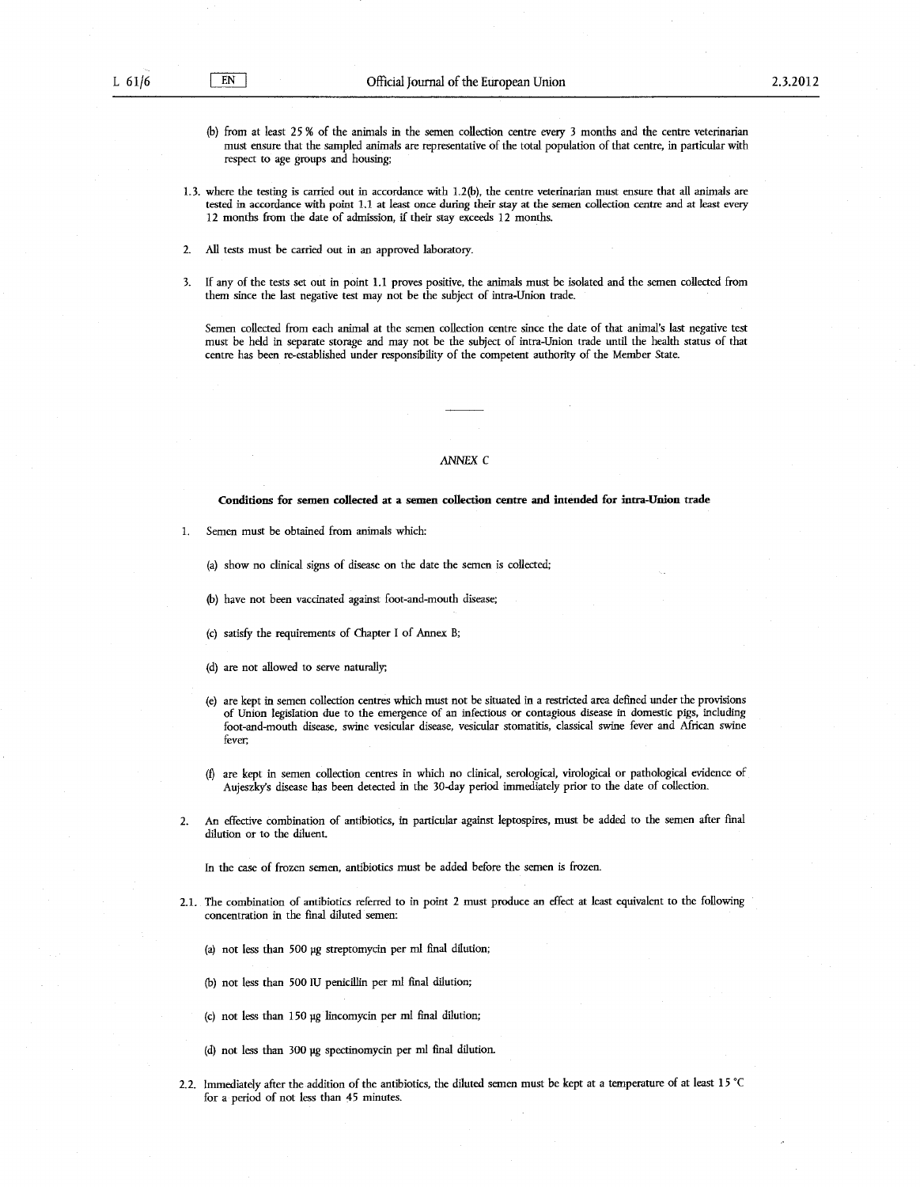(b) from at least 25 % of the animals in the semen collection centre every 3 months and the centre veterinarian must ensure that the sampled animals are representative of the total population of that centre, in particular with respect to age groups and housing;

1.3. where the testing is carried out in accordance with 1.2(b), the centre veterinarian must ensure that all animals are tested in accordance with point 1.1 at least once during their stay at the semen collection centre and at least every 12 months from the date of admission, if their stay exceeds 12 months.

2. All tests must be carried out in an approved laboratory.

3. If any of the tests set out in point 1.1 proves positive, the animals must be isolated and the semen collected from them since the last negative test may not be the subject of intra-Union trade.

Semen collected from each animal at the semen collection centre since the date of that animal's last negative test must be held in separate storage and may not be the subject of intra-Union trade until the health status of that centre has been re-established under responsibility of the competent authority of the Member State.

---

## *ANNEX C*

### Conditions for semen collected at a semen collection centre and intended for intra-Union trade

1. Semen must be obtained from animals which:

   (a) show no clinical signs of disease on the date the semen is collected;

   (b) have not been vaccinated against foot-and-mouth disease;

   (c) satisfy the requirements of Chapter I of Annex B;

   (d) are not allowed to serve naturally;

   (e) are kept in semen collection centres which must not be situated in a restricted area defined under the provisions of Union legislation due to the emergence of an infectious or contagious disease in domestic pigs, including foot-and-mouth disease, swine vesicular disease, vesicular stomatitis, classical swine fever and African swine fever;

   (f) are kept in semen collection centres in which no clinical, serological, virological or pathological evidence of Aujeszky's disease has been detected in the 30-day period immediately prior to the date of collection.

2. An effective combination of antibiotics, in particular against leptospires, must be added to the semen after final dilution or to the diluent.

   In the case of frozen semen, antibiotics must be added before the semen is frozen.

2.1. The combination of antibiotics referred to in point 2 must produce an effect at least equivalent to the following concentration in the final diluted semen:

   (a) not less than 500 µg streptomycin per ml final dilution;

   (b) not less than 500 IU penicillin per ml final dilution;

   (c) not less than 150 µg lincomycin per ml final dilution;

   (d) not less than 300 µg spectinomycin per ml final dilution.

2.2. Immediately after the addition of the antibiotics, the diluted semen must be kept at a temperature of at least 15 °C for a period of not less than 45 minutes.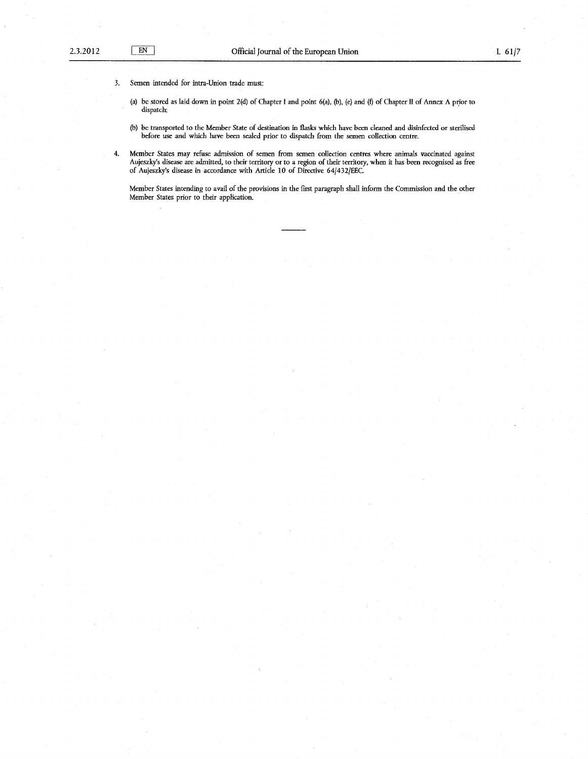3. Semen intended for intra-Union trade must:

   (a) be stored as laid down in point 2(d) of Chapter I and point 6(a), (b), (e) and (f) of Chapter II of Annex A prior to dispatch;

   (b) be transported to the Member State of destination in flasks which have been cleaned and disinfected or sterilised before use and which have been sealed prior to dispatch from the semen collection centre.

4. Member States may refuse admission of semen from semen collection centres where animals vaccinated against Aujeszky's disease are admitted, to their territory or to a region of their territory, when it has been recognised as free of Aujeszky's disease in accordance with Article 10 of Directive 64/432/EEC.

   Member States intending to avail of the provisions in the first paragraph shall inform the Commission and the other Member States prior to their application.